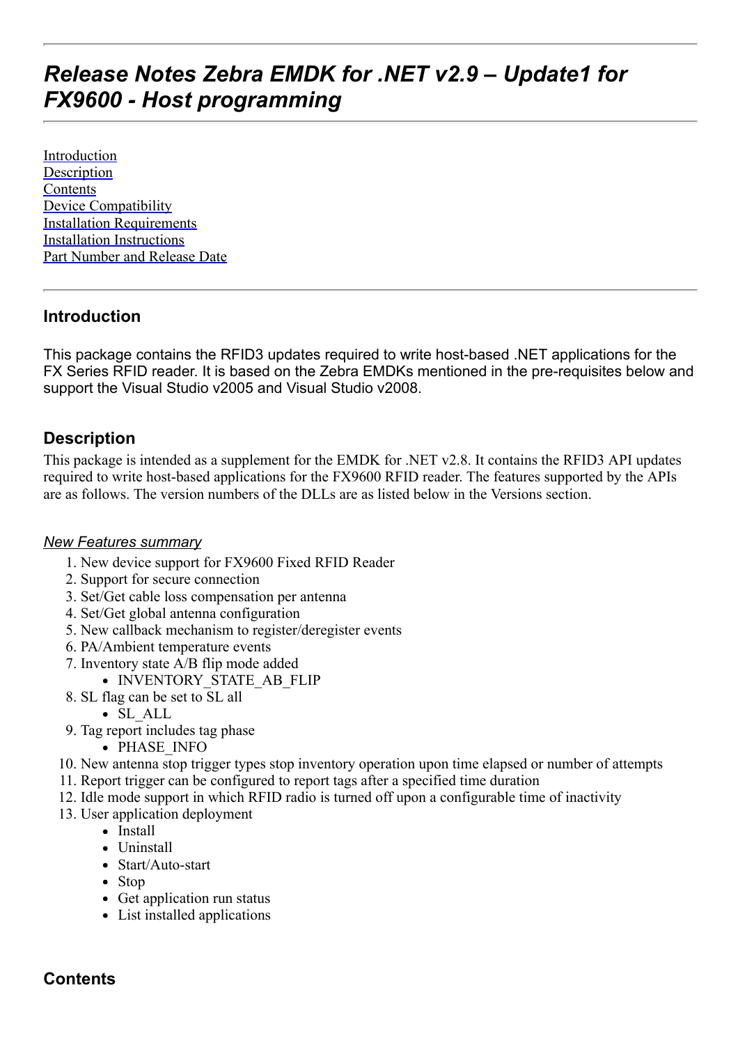# *Release Notes Zebra EMDK for .NET v2.9 – Update1 for FX9600 - Host programming*

[Introduction](#introduction)
[Description](#description)
[Contents](#contents)
Device Compatibility
Installation Requirements
Installation Instructions
Part Number and Release Date

## Introduction

This package contains the RFID3 updates required to write host-based .NET applications for the FX Series RFID reader. It is based on the Zebra EMDKs mentioned in the pre-requisites below and support the Visual Studio v2005 and Visual Studio v2008.

## Description

This package is intended as a supplement for the EMDK for .NET v2.8. It contains the RFID3 API updates required to write host-based applications for the FX9600 RFID reader. The features supported by the APIs are as follows. The version numbers of the DLLs are as listed below in the Versions section.

### *New Features summary*

1. New device support for FX9600 Fixed RFID Reader
2. Support for secure connection
3. Set/Get cable loss compensation per antenna
4. Set/Get global antenna configuration
5. New callback mechanism to register/deregister events
6. PA/Ambient temperature events
7. Inventory state A/B flip mode added
   - INVENTORY_STATE_AB_FLIP
8. SL flag can be set to SL all
   - SL_ALL
9. Tag report includes tag phase
   - PHASE_INFO
10. New antenna stop trigger types stop inventory operation upon time elapsed or number of attempts
11. Report trigger can be configured to report tags after a specified time duration
12. Idle mode support in which RFID radio is turned off upon a configurable time of inactivity
13. User application deployment
    - Install
    - Uninstall
    - Start/Auto-start
    - Stop
    - Get application run status
    - List installed applications

## Contents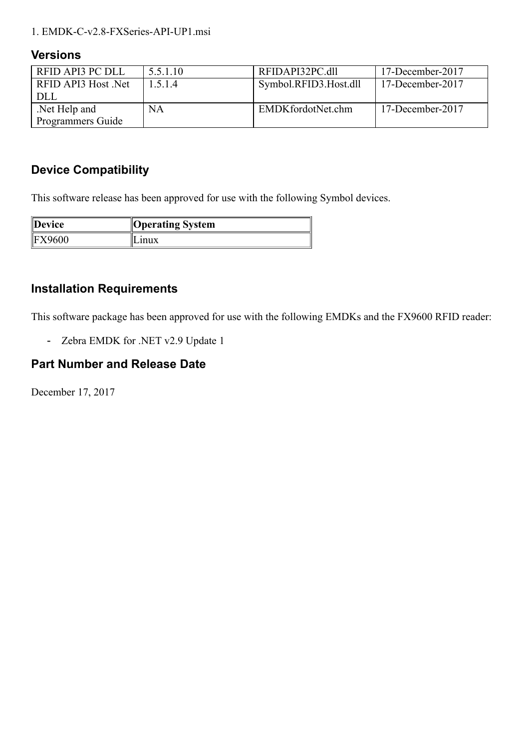1. EMDK-C-v2.8-FXSeries-API-UP1.msi

## Versions

| | | | |
|---|---|---|---|
| RFID API3 PC DLL | 5.5.1.10 | RFIDAPI32PC.dll | 17-December-2017 |
| RFID API3 Host .Net DLL | 1.5.1.4 | Symbol.RFID3.Host.dll | 17-December-2017 |
| .Net Help and Programmers Guide | NA | EMDKfordotNet.chm | 17-December-2017 |

## Device Compatibility

This software release has been approved for use with the following Symbol devices.

| Device | Operating System |
|---|---|
| FX9600 | Linux |

## Installation Requirements

This software package has been approved for use with the following EMDKs and the FX9600 RFID reader:

- Zebra EMDK for .NET v2.9 Update 1

## Part Number and Release Date

December 17, 2017